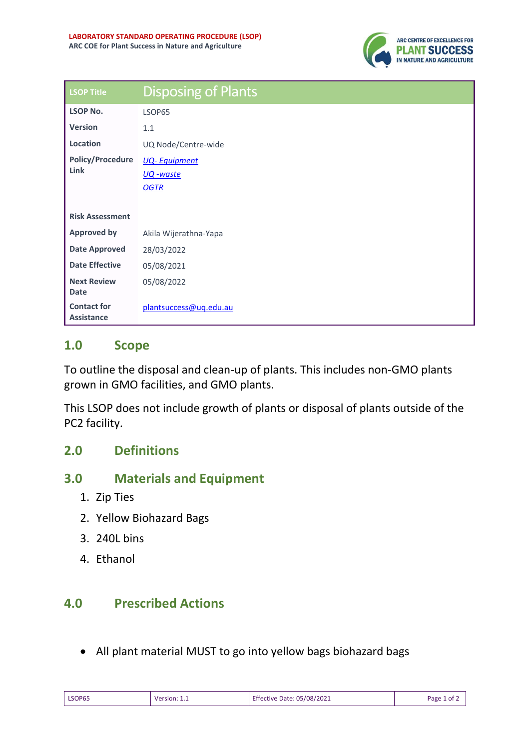**LABORATORY STANDARD OPERATING PROCEDURE (LSOP)**
**ARC COE for Plant Success in Nature and Agriculture**

| LSOP Title | Disposing of Plants |
|---|---|
| **LSOP No.** | LSOP65 |
| **Version** | 1.1 |
| **Location** | UQ Node/Centre-wide |
| **Policy/Procedure Link** | *UQ- Equipment*<br>*UQ -waste*<br>*OGTR* |
| **Risk Assessment** | |
| **Approved by** | Akila Wijerathna-Yapa |
| **Date Approved** | 28/03/2022 |
| **Date Effective** | 05/08/2021 |
| **Next Review Date** | 05/08/2022 |
| **Contact for Assistance** | plantsuccess@uq.edu.au |

## 1.0 Scope

To outline the disposal and clean-up of plants. This includes non-GMO plants grown in GMO facilities, and GMO plants.

This LSOP does not include growth of plants or disposal of plants outside of the PC2 facility.

## 2.0 Definitions

## 3.0 Materials and Equipment

1. Zip Ties
2. Yellow Biohazard Bags
3. 240L bins
4. Ethanol

## 4.0 Prescribed Actions

- All plant material MUST to go into yellow bags biohazard bags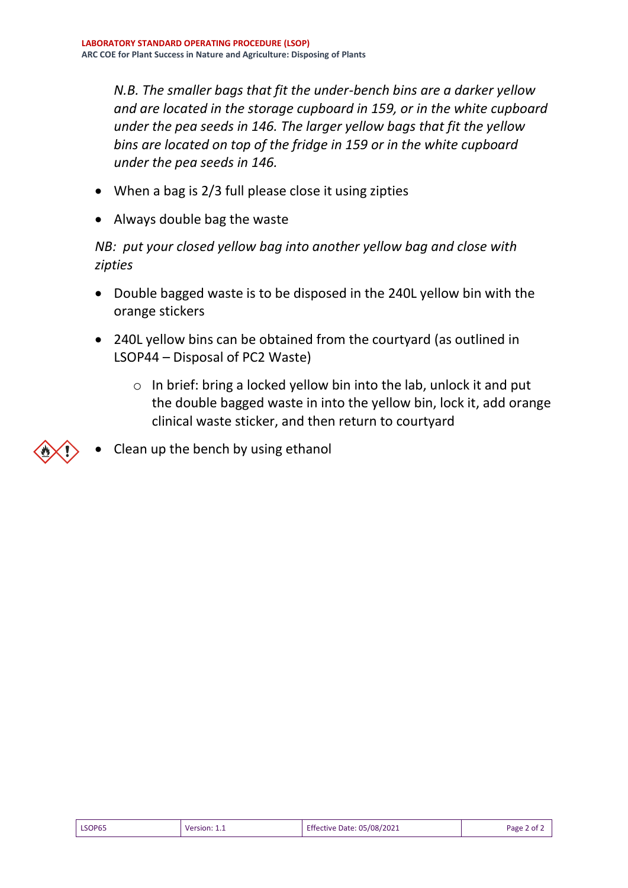*N.B. The smaller bags that fit the under-bench bins are a darker yellow and are located in the storage cupboard in 159, or in the white cupboard under the pea seeds in 146. The larger yellow bags that fit the yellow bins are located on top of the fridge in 159 or in the white cupboard under the pea seeds in 146.*

- When a bag is 2/3 full please close it using zipties
- Always double bag the waste

*NB: put your closed yellow bag into another yellow bag and close with zipties*

- Double bagged waste is to be disposed in the 240L yellow bin with the orange stickers
- 240L yellow bins can be obtained from the courtyard (as outlined in LSOP44 – Disposal of PC2 Waste)
  - In brief: bring a locked yellow bin into the lab, unlock it and put the double bagged waste in into the yellow bin, lock it, add orange clinical waste sticker, and then return to courtyard
- Clean up the bench by using ethanol